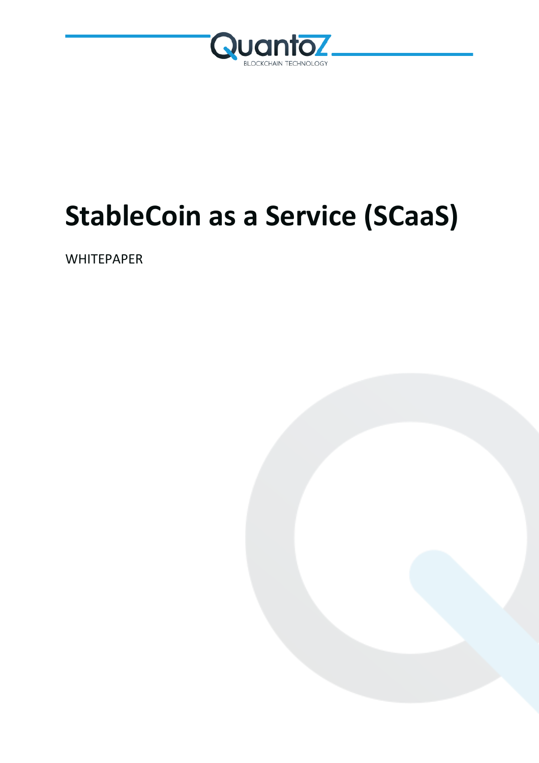QuantoZ

BLOCKCHAIN TECHNOLOGY

# StableCoin as a Service (SCaaS)

WHITEPAPER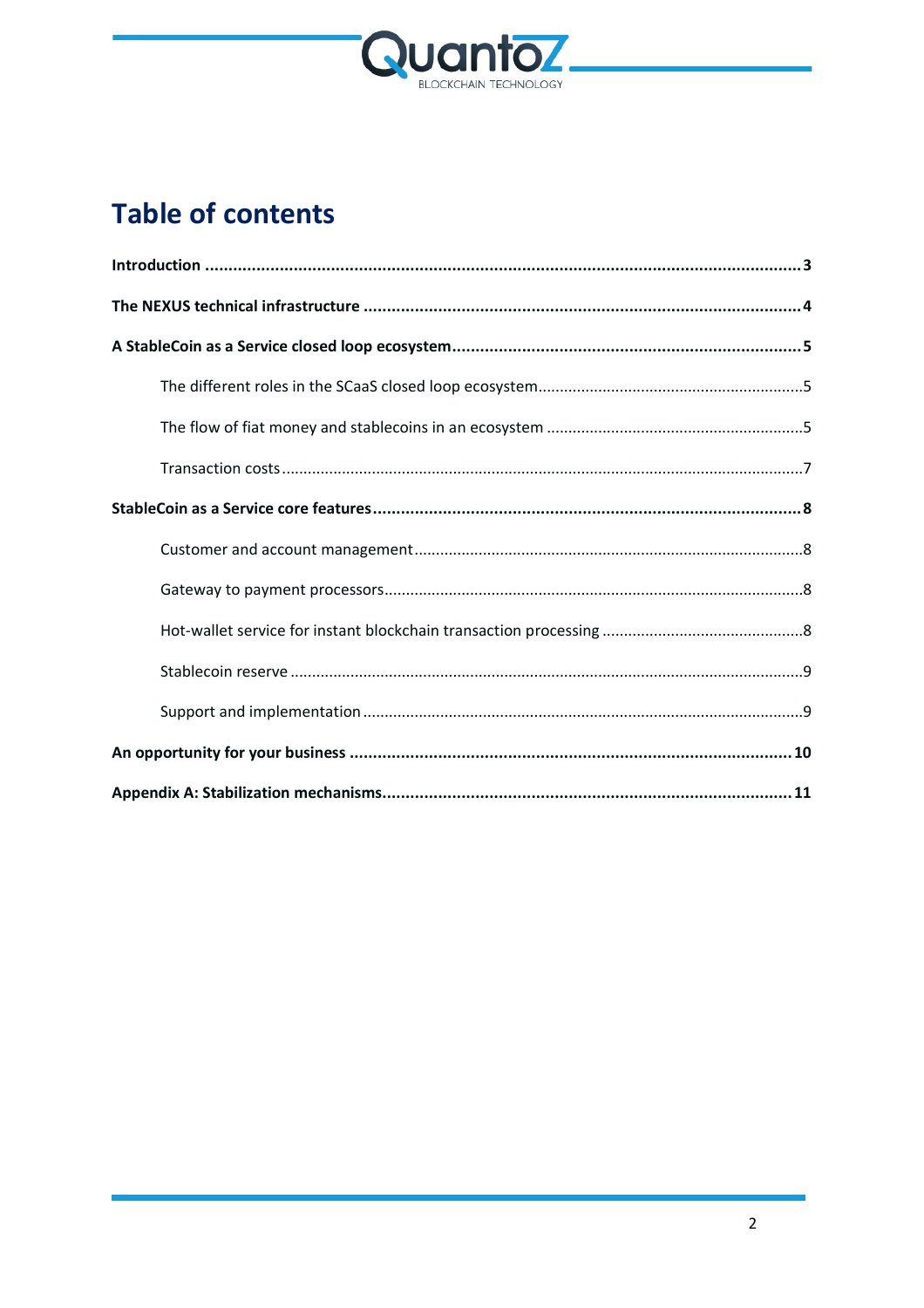# Table of contents

**Introduction** ..................................................................................................................... **3**

**The NEXUS technical infrastructure** ............................................................................... **4**

**A StableCoin as a Service closed loop ecosystem** .......................................................... **5**

- The different roles in the SCaaS closed loop ecosystem ............................................. 5
- The flow of fiat money and stablecoins in an ecosystem ............................................. 5
- Transaction costs ...................................................................................................... 7

**StableCoin as a Service core features** ............................................................................. **8**

- Customer and account management ........................................................................ 8
- Gateway to payment processors ................................................................................ 8
- Hot-wallet service for instant blockchain transaction processing ............................... 8
- Stablecoin reserve ..................................................................................................... 9
- Support and implementation ..................................................................................... 9

**An opportunity for your business** ................................................................................. **10**

**Appendix A: Stabilization mechanisms** ......................................................................... **11**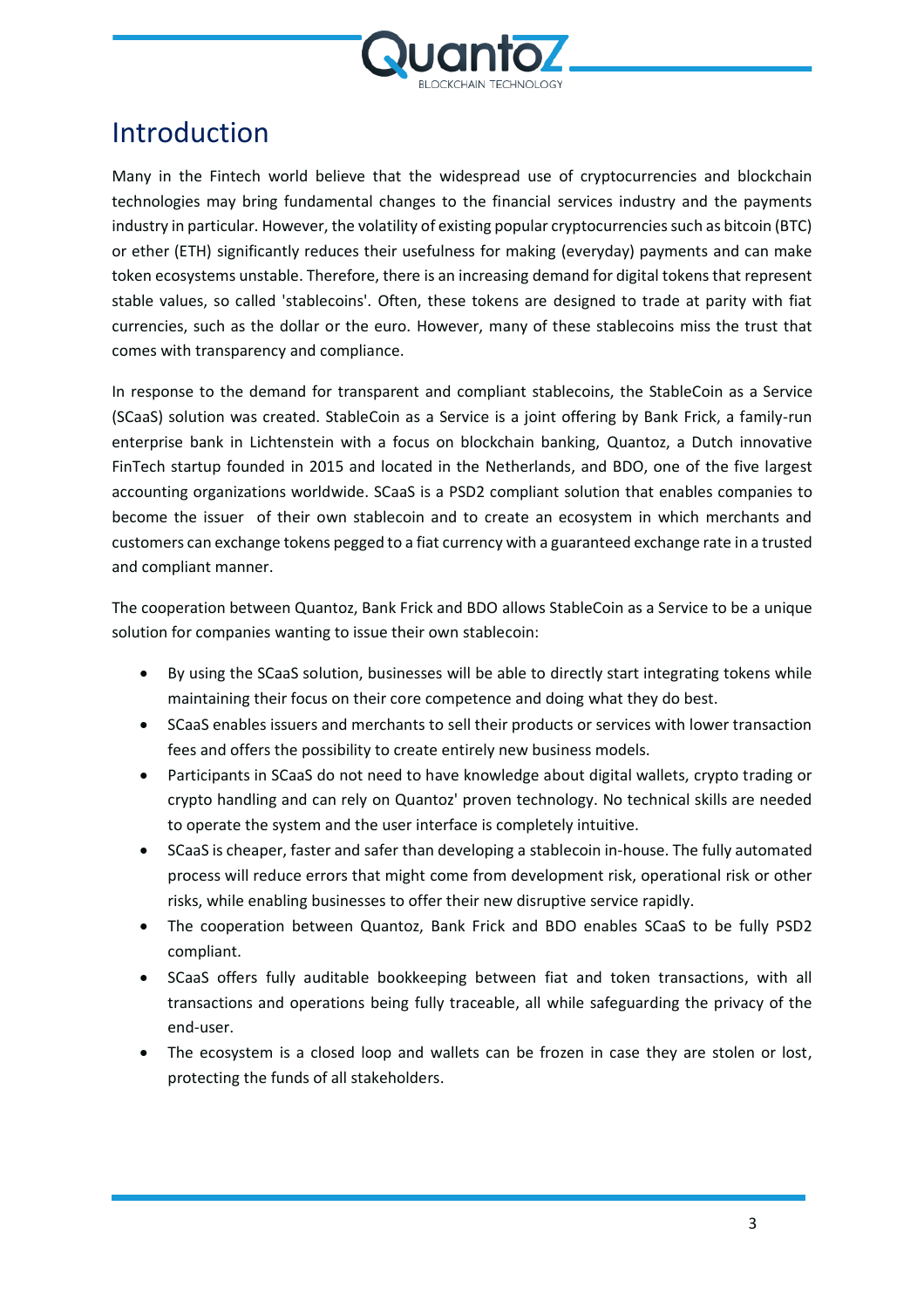# Introduction

Many in the Fintech world believe that the widespread use of cryptocurrencies and blockchain technologies may bring fundamental changes to the financial services industry and the payments industry in particular. However, the volatility of existing popular cryptocurrencies such as bitcoin (BTC) or ether (ETH) significantly reduces their usefulness for making (everyday) payments and can make token ecosystems unstable. Therefore, there is an increasing demand for digital tokens that represent stable values, so called 'stablecoins'. Often, these tokens are designed to trade at parity with fiat currencies, such as the dollar or the euro. However, many of these stablecoins miss the trust that comes with transparency and compliance.

In response to the demand for transparent and compliant stablecoins, the StableCoin as a Service (SCaaS) solution was created. StableCoin as a Service is a joint offering by Bank Frick, a family-run enterprise bank in Lichtenstein with a focus on blockchain banking, Quantoz, a Dutch innovative FinTech startup founded in 2015 and located in the Netherlands, and BDO, one of the five largest accounting organizations worldwide. SCaaS is a PSD2 compliant solution that enables companies to become the issuer of their own stablecoin and to create an ecosystem in which merchants and customers can exchange tokens pegged to a fiat currency with a guaranteed exchange rate in a trusted and compliant manner.

The cooperation between Quantoz, Bank Frick and BDO allows StableCoin as a Service to be a unique solution for companies wanting to issue their own stablecoin:

- By using the SCaaS solution, businesses will be able to directly start integrating tokens while maintaining their focus on their core competence and doing what they do best.
- SCaaS enables issuers and merchants to sell their products or services with lower transaction fees and offers the possibility to create entirely new business models.
- Participants in SCaaS do not need to have knowledge about digital wallets, crypto trading or crypto handling and can rely on Quantoz' proven technology. No technical skills are needed to operate the system and the user interface is completely intuitive.
- SCaaS is cheaper, faster and safer than developing a stablecoin in-house. The fully automated process will reduce errors that might come from development risk, operational risk or other risks, while enabling businesses to offer their new disruptive service rapidly.
- The cooperation between Quantoz, Bank Frick and BDO enables SCaaS to be fully PSD2 compliant.
- SCaaS offers fully auditable bookkeeping between fiat and token transactions, with all transactions and operations being fully traceable, all while safeguarding the privacy of the end-user.
- The ecosystem is a closed loop and wallets can be frozen in case they are stolen or lost, protecting the funds of all stakeholders.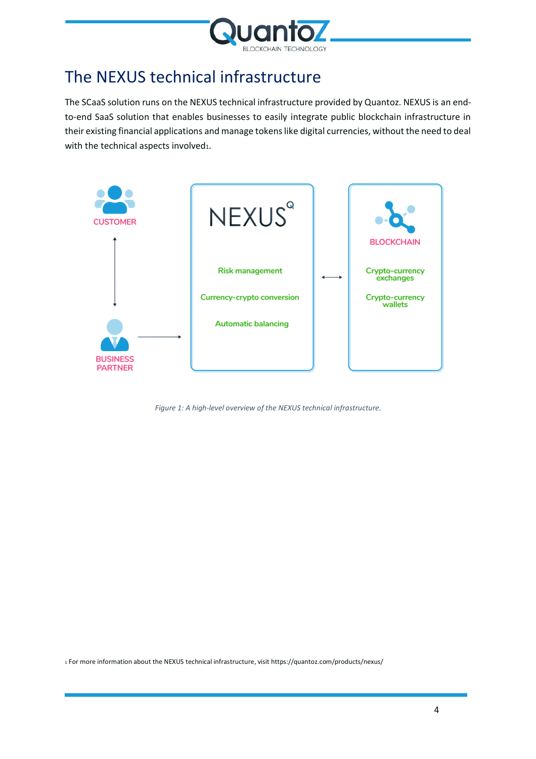# The NEXUS technical infrastructure

The SCaaS solution runs on the NEXUS technical infrastructure provided by Quantoz. NEXUS is an end-to-end SaaS solution that enables businesses to easily integrate public blockchain infrastructure in their existing financial applications and manage tokens like digital currencies, without the need to deal with the technical aspects involved[1].

CUSTOMER

BUSINESS PARTNER

NEXUS

Risk management

Currency-crypto conversion

Automatic balancing

BLOCKCHAIN

Crypto-currency exchanges

Crypto-currency wallets

*Figure 1: A high-level overview of the NEXUS technical infrastructure.*

[1] For more information about the NEXUS technical infrastructure, visit https://quantoz.com/products/nexus/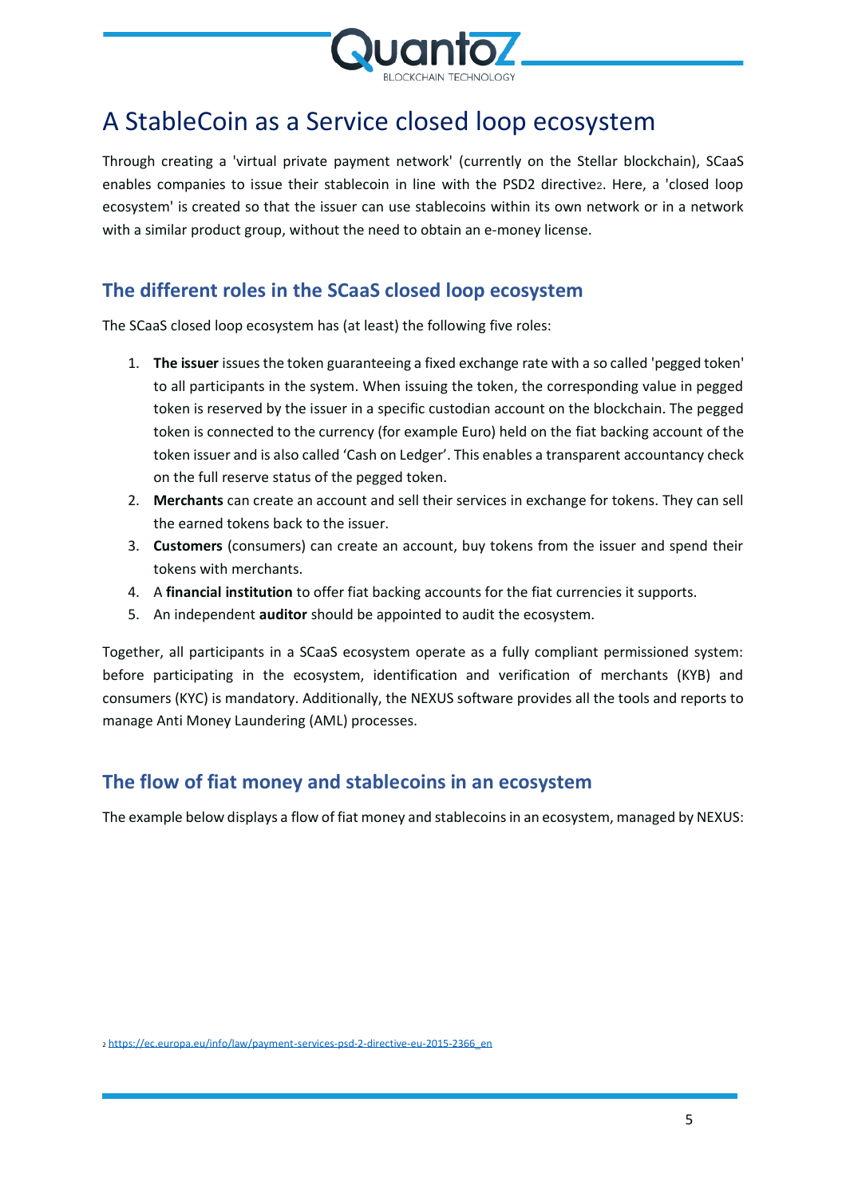# A StableCoin as a Service closed loop ecosystem

Through creating a 'virtual private payment network' (currently on the Stellar blockchain), SCaaS enables companies to issue their stablecoin in line with the PSD2 directive[2]. Here, a 'closed loop ecosystem' is created so that the issuer can use stablecoins within its own network or in a network with a similar product group, without the need to obtain an e-money license.

## The different roles in the SCaaS closed loop ecosystem

The SCaaS closed loop ecosystem has (at least) the following five roles:

1. **The issuer** issues the token guaranteeing a fixed exchange rate with a so called 'pegged token' to all participants in the system. When issuing the token, the corresponding value in pegged token is reserved by the issuer in a specific custodian account on the blockchain. The pegged token is connected to the currency (for example Euro) held on the fiat backing account of the token issuer and is also called 'Cash on Ledger'. This enables a transparent accountancy check on the full reserve status of the pegged token.
2. **Merchants** can create an account and sell their services in exchange for tokens. They can sell the earned tokens back to the issuer.
3. **Customers** (consumers) can create an account, buy tokens from the issuer and spend their tokens with merchants.
4. A **financial institution** to offer fiat backing accounts for the fiat currencies it supports.
5. An independent **auditor** should be appointed to audit the ecosystem.

Together, all participants in a SCaaS ecosystem operate as a fully compliant permissioned system: before participating in the ecosystem, identification and verification of merchants (KYB) and consumers (KYC) is mandatory. Additionally, the NEXUS software provides all the tools and reports to manage Anti Money Laundering (AML) processes.

## The flow of fiat money and stablecoins in an ecosystem

The example below displays a flow of fiat money and stablecoins in an ecosystem, managed by NEXUS:

[2] https://ec.europa.eu/info/law/payment-services-psd-2-directive-eu-2015-2366_en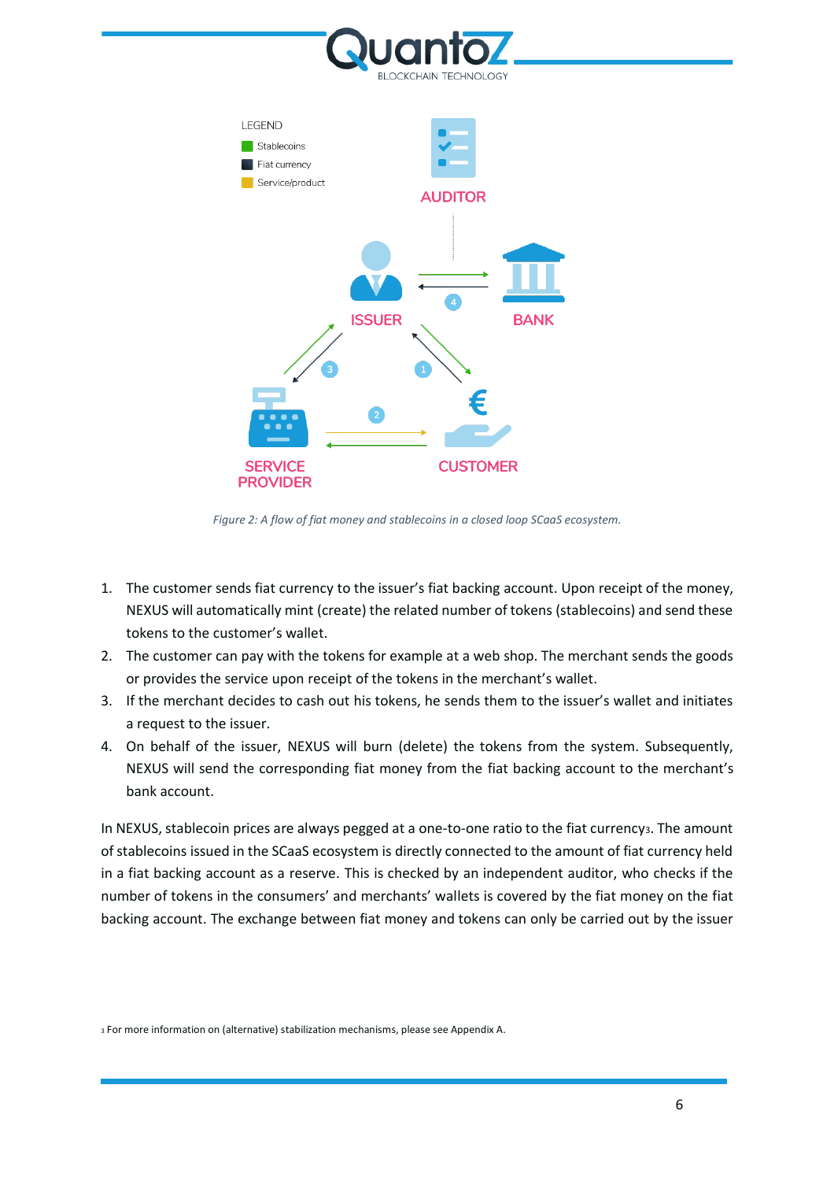LEGEND

Stablecoins

Fiat currency

Service/product

AUDITOR

ISSUER

BANK

SERVICE PROVIDER

CUSTOMER

*Figure 2: A flow of fiat money and stablecoins in a closed loop SCaaS ecosystem.*

1. The customer sends fiat currency to the issuer's fiat backing account. Upon receipt of the money, NEXUS will automatically mint (create) the related number of tokens (stablecoins) and send these tokens to the customer's wallet.
2. The customer can pay with the tokens for example at a web shop. The merchant sends the goods or provides the service upon receipt of the tokens in the merchant's wallet.
3. If the merchant decides to cash out his tokens, he sends them to the issuer's wallet and initiates a request to the issuer.
4. On behalf of the issuer, NEXUS will burn (delete) the tokens from the system. Subsequently, NEXUS will send the corresponding fiat money from the fiat backing account to the merchant's bank account.

In NEXUS, stablecoin prices are always pegged at a one-to-one ratio to the fiat currency[3]. The amount of stablecoins issued in the SCaaS ecosystem is directly connected to the amount of fiat currency held in a fiat backing account as a reserve. This is checked by an independent auditor, who checks if the number of tokens in the consumers' and merchants' wallets is covered by the fiat money on the fiat backing account. The exchange between fiat money and tokens can only be carried out by the issuer

[3] For more information on (alternative) stabilization mechanisms, please see Appendix A.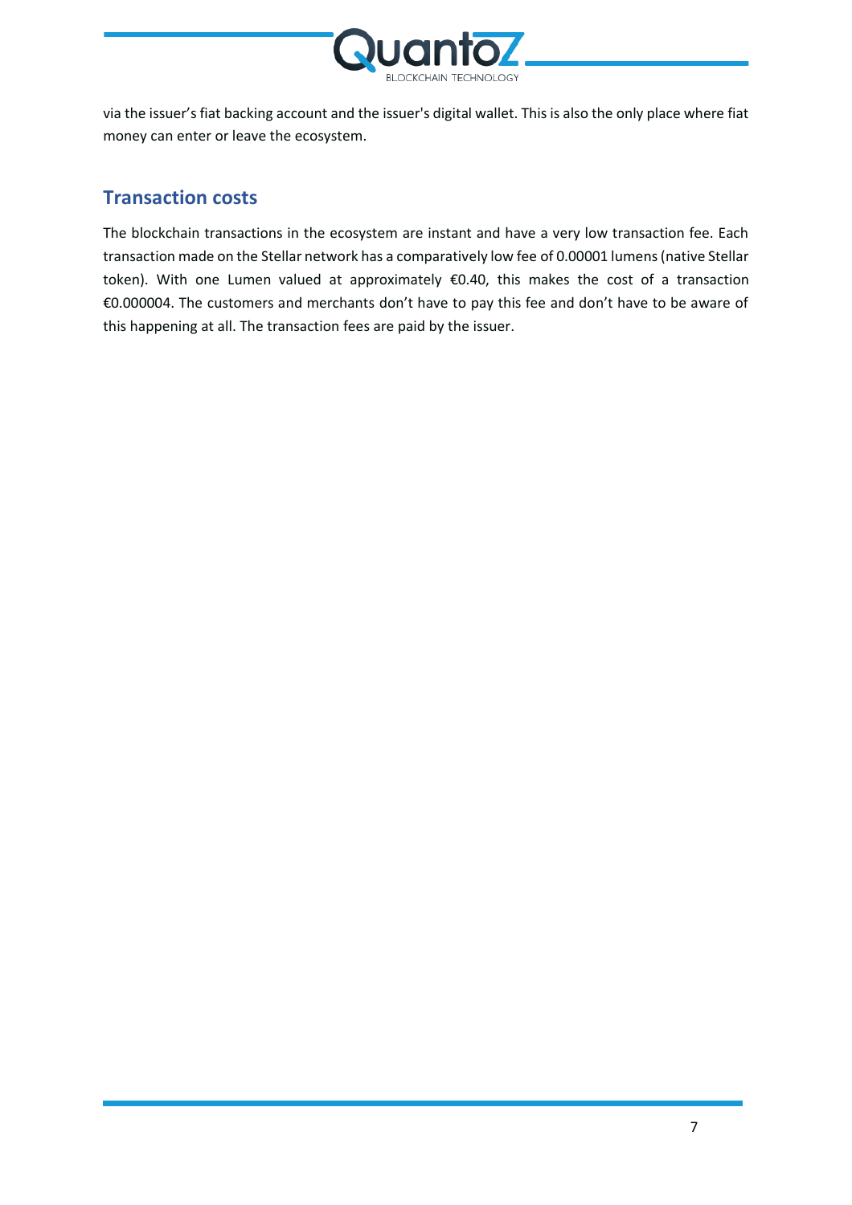via the issuer's fiat backing account and the issuer's digital wallet. This is also the only place where fiat money can enter or leave the ecosystem.

## Transaction costs

The blockchain transactions in the ecosystem are instant and have a very low transaction fee. Each transaction made on the Stellar network has a comparatively low fee of 0.00001 lumens (native Stellar token). With one Lumen valued at approximately €0.40, this makes the cost of a transaction €0.000004. The customers and merchants don't have to pay this fee and don't have to be aware of this happening at all. The transaction fees are paid by the issuer.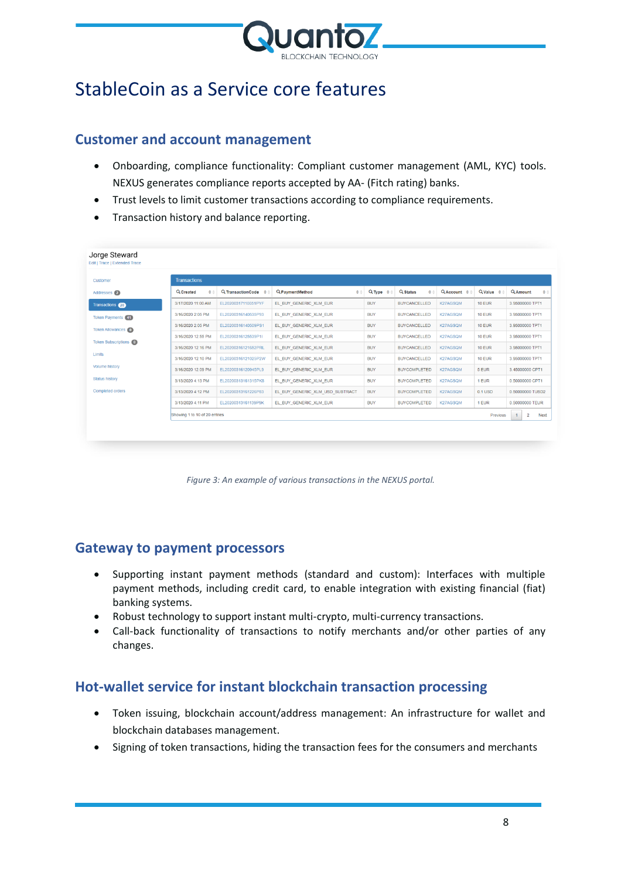# StableCoin as a Service core features

## Customer and account management

- Onboarding, compliance functionality: Compliant customer management (AML, KYC) tools. NEXUS generates compliance reports accepted by AA- (Fitch rating) banks.
- Trust levels to limit customer transactions according to compliance requirements.
- Transaction history and balance reporting.

*Figure 3: An example of various transactions in the NEXUS portal.*

## Gateway to payment processors

- Supporting instant payment methods (standard and custom): Interfaces with multiple payment methods, including credit card, to enable integration with existing financial (fiat) banking systems.
- Robust technology to support instant multi-crypto, multi-currency transactions.
- Call-back functionality of transactions to notify merchants and/or other parties of any changes.

## Hot-wallet service for instant blockchain transaction processing

- Token issuing, blockchain account/address management: An infrastructure for wallet and blockchain databases management.
- Signing of token transactions, hiding the transaction fees for the consumers and merchants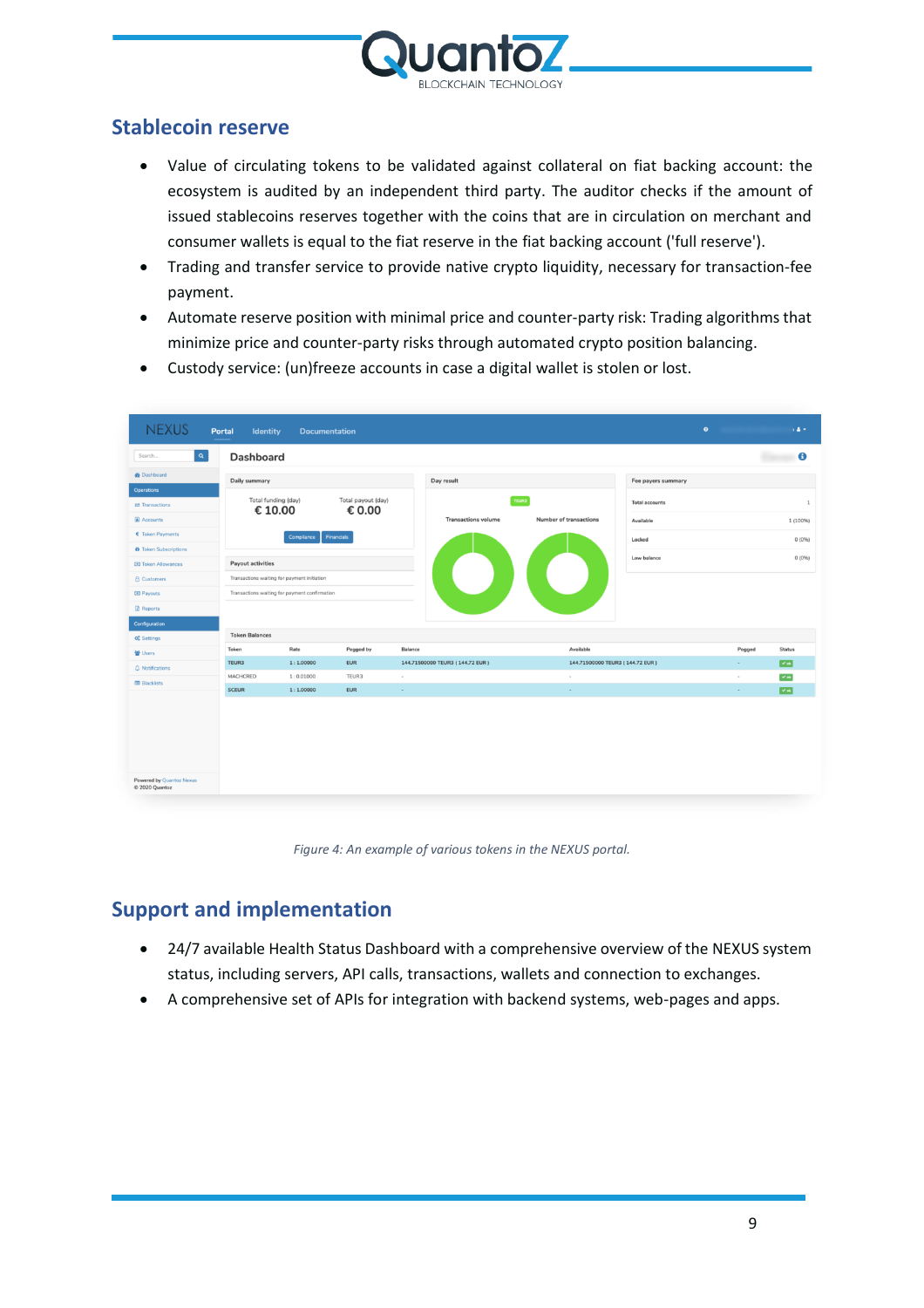## Stablecoin reserve

- Value of circulating tokens to be validated against collateral on fiat backing account: the ecosystem is audited by an independent third party. The auditor checks if the amount of issued stablecoins reserves together with the coins that are in circulation on merchant and consumer wallets is equal to the fiat reserve in the fiat backing account ('full reserve').
- Trading and transfer service to provide native crypto liquidity, necessary for transaction-fee payment.
- Automate reserve position with minimal price and counter-party risk: Trading algorithms that minimize price and counter-party risks through automated crypto position balancing.
- Custody service: (un)freeze accounts in case a digital wallet is stolen or lost.

*Figure 4: An example of various tokens in the NEXUS portal.*

## Support and implementation

- 24/7 available Health Status Dashboard with a comprehensive overview of the NEXUS system status, including servers, API calls, transactions, wallets and connection to exchanges.
- A comprehensive set of APIs for integration with backend systems, web-pages and apps.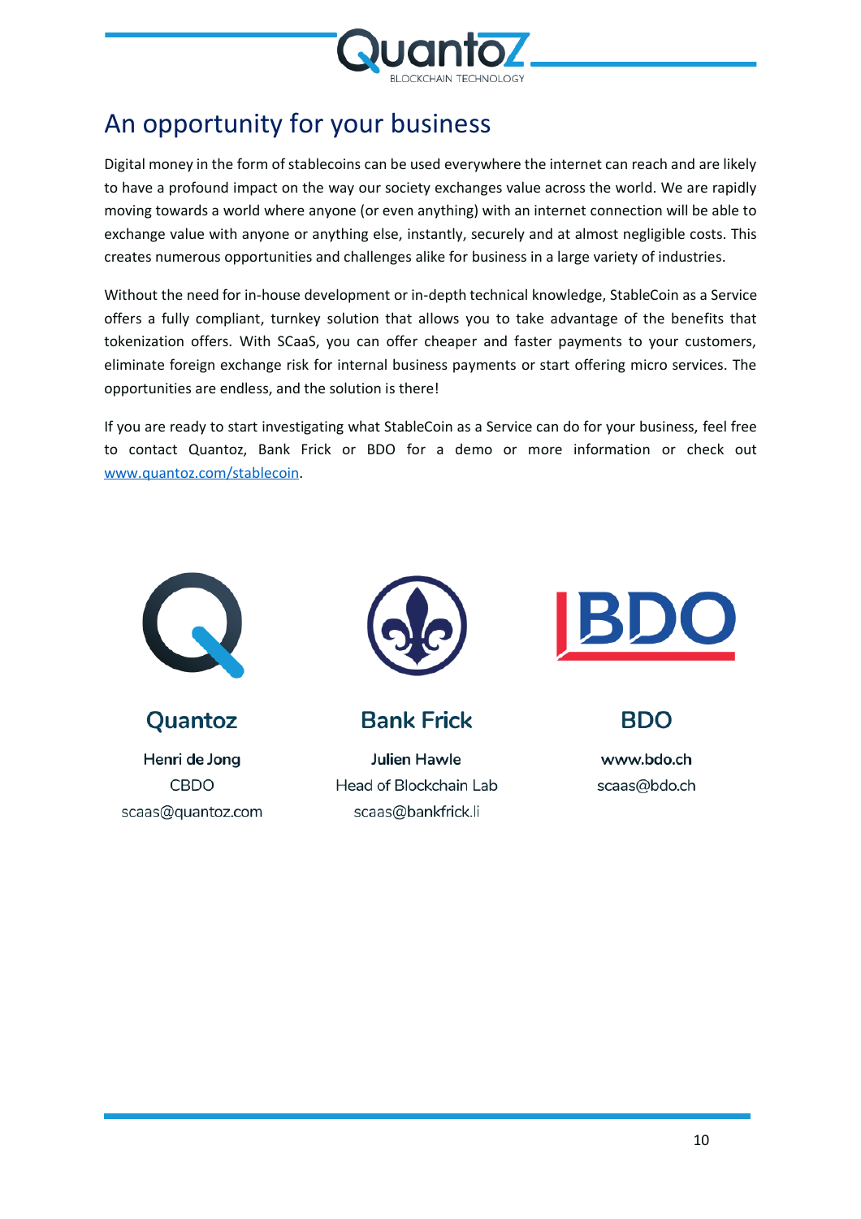## An opportunity for your business

Digital money in the form of stablecoins can be used everywhere the internet can reach and are likely to have a profound impact on the way our society exchanges value across the world. We are rapidly moving towards a world where anyone (or even anything) with an internet connection will be able to exchange value with anyone or anything else, instantly, securely and at almost negligible costs. This creates numerous opportunities and challenges alike for business in a large variety of industries.

Without the need for in-house development or in-depth technical knowledge, StableCoin as a Service offers a fully compliant, turnkey solution that allows you to take advantage of the benefits that tokenization offers. With SCaaS, you can offer cheaper and faster payments to your customers, eliminate foreign exchange risk for internal business payments or start offering micro services. The opportunities are endless, and the solution is there!

If you are ready to start investigating what StableCoin as a Service can do for your business, feel free to contact Quantoz, Bank Frick or BDO for a demo or more information or check out [www.quantoz.com/stablecoin](www.quantoz.com/stablecoin).

**Quantoz**
Henri de Jong
CBDO
scaas@quantoz.com

**Bank Frick**
Julien Hawle
Head of Blockchain Lab
scaas@bankfrick.li

**BDO**
www.bdo.ch
scaas@bdo.ch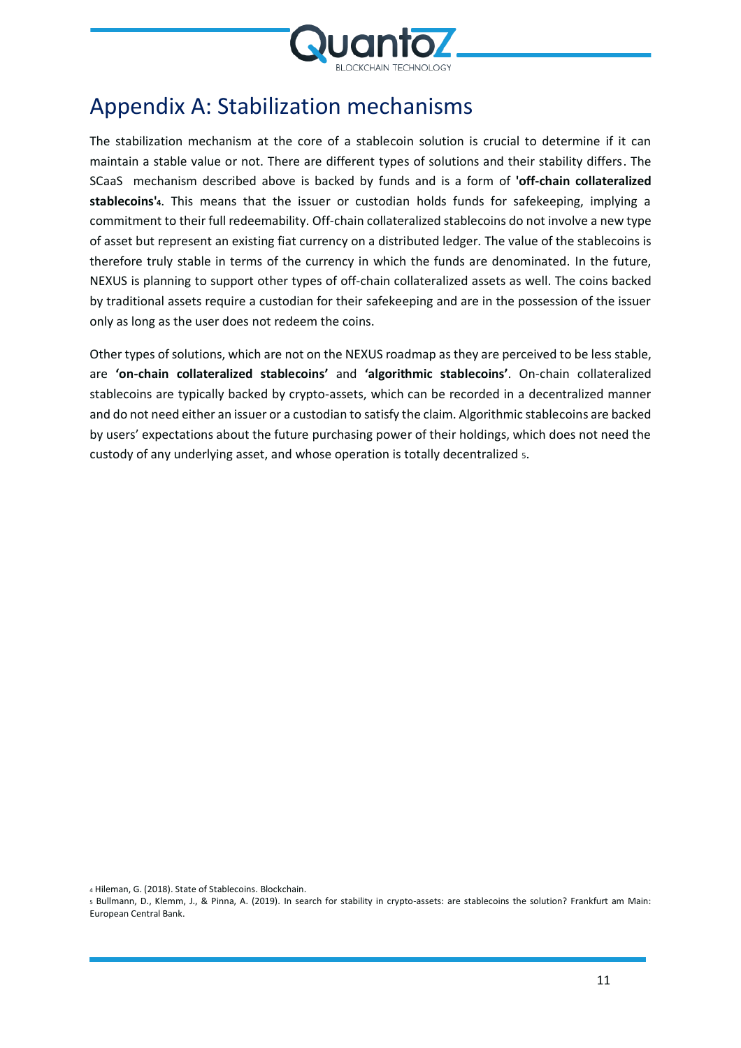# Appendix A: Stabilization mechanisms

The stabilization mechanism at the core of a stablecoin solution is crucial to determine if it can maintain a stable value or not. There are different types of solutions and their stability differs. The SCaaS mechanism described above is backed by funds and is a form of **'off-chain collateralized stablecoins'**[4]. This means that the issuer or custodian holds funds for safekeeping, implying a commitment to their full redeemability. Off-chain collateralized stablecoins do not involve a new type of asset but represent an existing fiat currency on a distributed ledger. The value of the stablecoins is therefore truly stable in terms of the currency in which the funds are denominated. In the future, NEXUS is planning to support other types of off-chain collateralized assets as well. The coins backed by traditional assets require a custodian for their safekeeping and are in the possession of the issuer only as long as the user does not redeem the coins.

Other types of solutions, which are not on the NEXUS roadmap as they are perceived to be less stable, are **'on-chain collateralized stablecoins'** and **'algorithmic stablecoins'**. On-chain collateralized stablecoins are typically backed by crypto-assets, which can be recorded in a decentralized manner and do not need either an issuer or a custodian to satisfy the claim. Algorithmic stablecoins are backed by users' expectations about the future purchasing power of their holdings, which does not need the custody of any underlying asset, and whose operation is totally decentralized [5].

[4] Hileman, G. (2018). State of Stablecoins. Blockchain.

[5] Bullmann, D., Klemm, J., & Pinna, A. (2019). In search for stability in crypto-assets: are stablecoins the solution? Frankfurt am Main: European Central Bank.